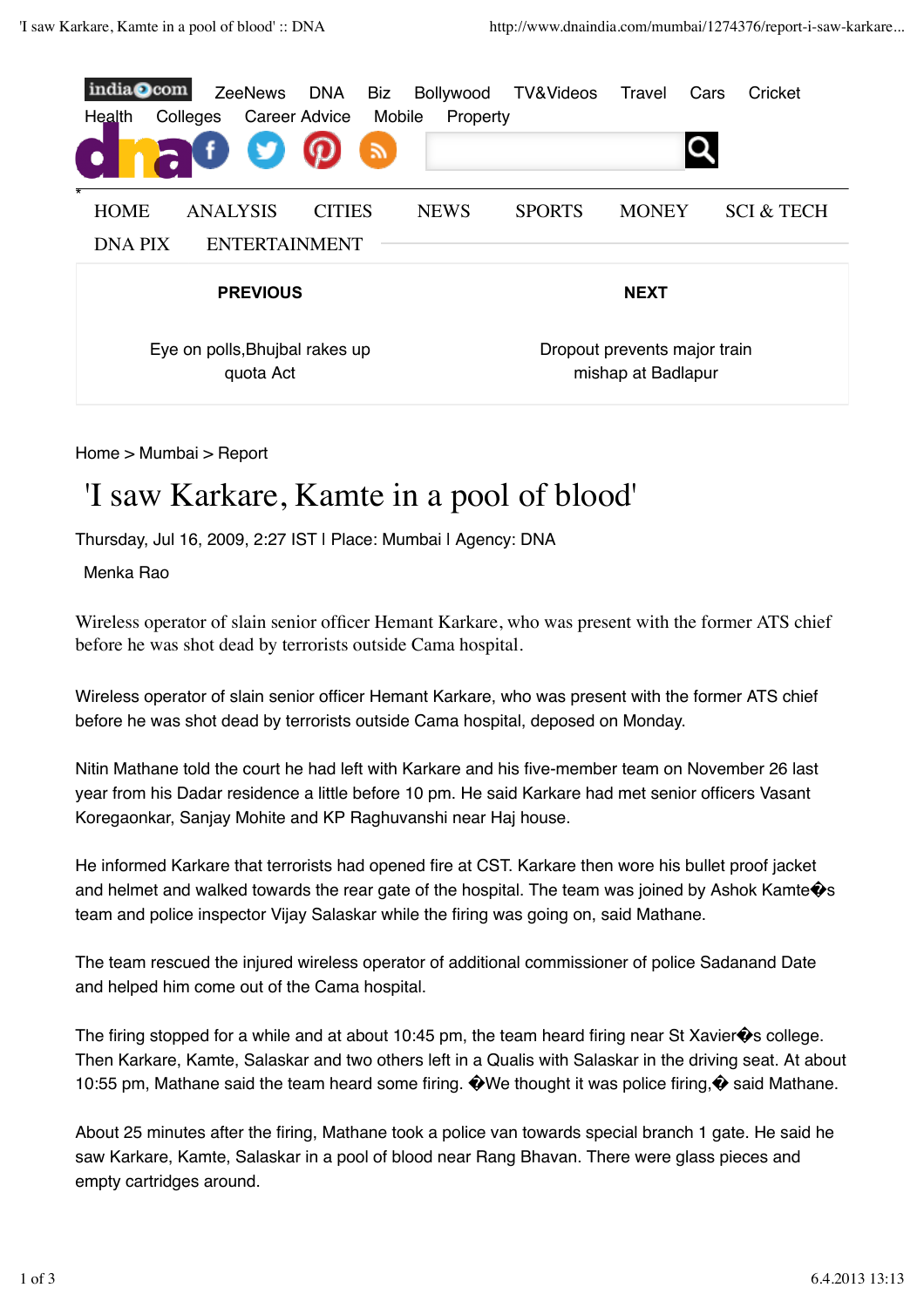india.com ZeeNews DNA Biz Bollywood TV&Videos Travel Cars Cricket Health Colleges Career Advice Mobile Property

HOME ANALYSIS CITIES NEWS SPORTS MONEY SCI & TECH DNA PIX ENTERTAINMENT

| PREVIOUS | NEXT |
| --- | --- |
| Eye on polls,Bhujbal rakes up quota Act | Dropout prevents major train mishap at Badlapur |

Home > Mumbai > Report

# 'I saw Karkare, Kamte in a pool of blood'

Thursday, Jul 16, 2009, 2:27 IST | Place: Mumbai | Agency: DNA

Menka Rao

Wireless operator of slain senior officer Hemant Karkare, who was present with the former ATS chief before he was shot dead by terrorists outside Cama hospital.

Wireless operator of slain senior officer Hemant Karkare, who was present with the former ATS chief before he was shot dead by terrorists outside Cama hospital, deposed on Monday.

Nitin Mathane told the court he had left with Karkare and his five-member team on November 26 last year from his Dadar residence a little before 10 pm. He said Karkare had met senior officers Vasant Koregaonkar, Sanjay Mohite and KP Raghuvanshi near Haj house.

He informed Karkare that terrorists had opened fire at CST. Karkare then wore his bullet proof jacket and helmet and walked towards the rear gate of the hospital. The team was joined by Ashok Kamte�s team and police inspector Vijay Salaskar while the firing was going on, said Mathane.

The team rescued the injured wireless operator of additional commissioner of police Sadanand Date and helped him come out of the Cama hospital.

The firing stopped for a while and at about 10:45 pm, the team heard firing near St Xavier�s college. Then Karkare, Kamte, Salaskar and two others left in a Qualis with Salaskar in the driving seat. At about 10:55 pm, Mathane said the team heard some firing. �We thought it was police firing,� said Mathane.

About 25 minutes after the firing, Mathane took a police van towards special branch 1 gate. He said he saw Karkare, Kamte, Salaskar in a pool of blood near Rang Bhavan. There were glass pieces and empty cartridges around.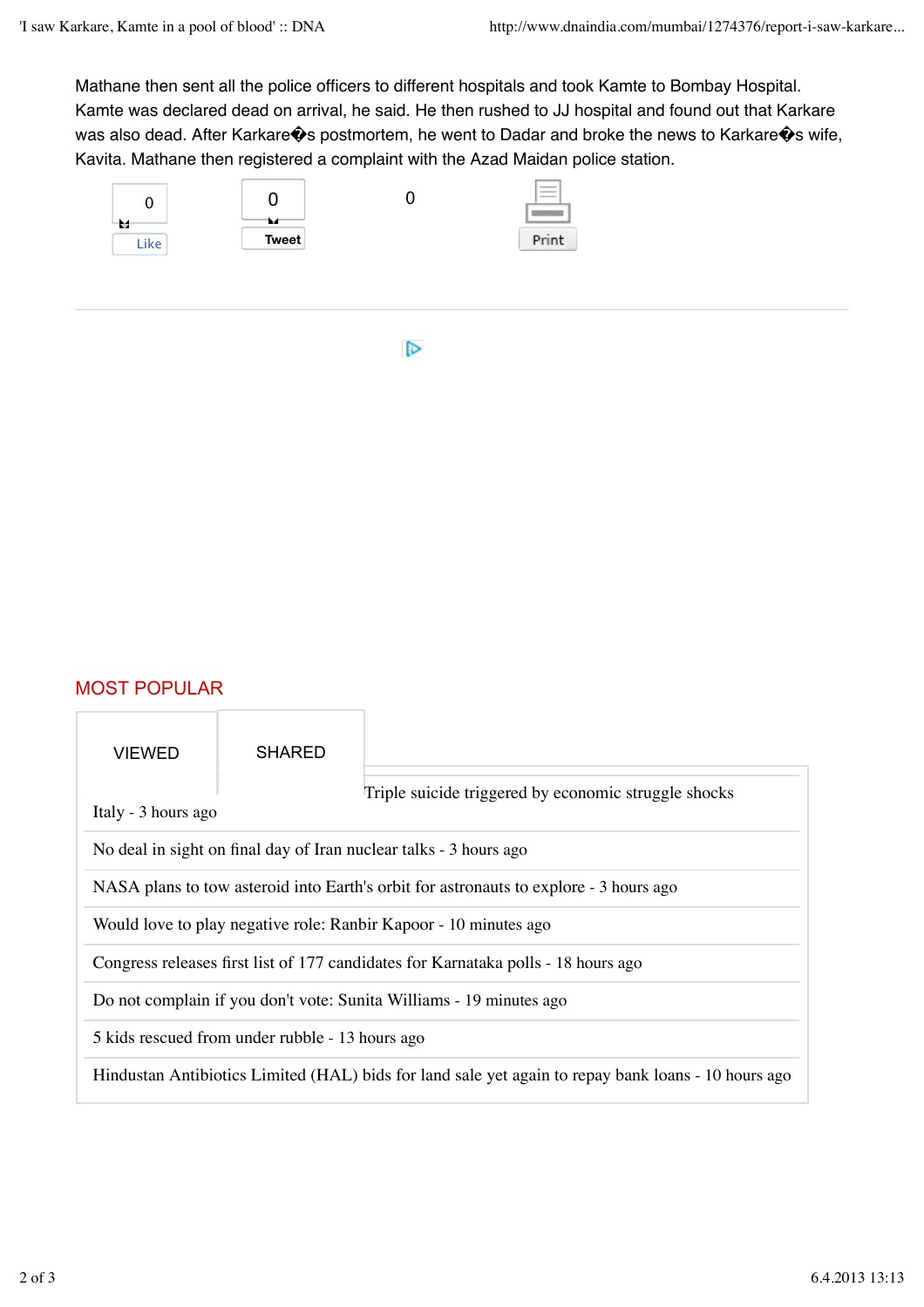Mathane then sent all the police officers to different hospitals and took Kamte to Bombay Hospital. Kamte was declared dead on arrival, he said. He then rushed to JJ hospital and found out that Karkare was also dead. After Karkare�s postmortem, he went to Dadar and broke the news to Karkare�s wife, Kavita. Mathane then registered a complaint with the Azad Maidan police station.

0 Like 0 Tweet 0 Print

## MOST POPULAR

VIEWED SHARED

- Triple suicide triggered by economic struggle shocks Italy - 3 hours ago
- No deal in sight on final day of Iran nuclear talks - 3 hours ago
- NASA plans to tow asteroid into Earth's orbit for astronauts to explore - 3 hours ago
- Would love to play negative role: Ranbir Kapoor - 10 minutes ago
- Congress releases first list of 177 candidates for Karnataka polls - 18 hours ago
- Do not complain if you don't vote: Sunita Williams - 19 minutes ago
- 5 kids rescued from under rubble - 13 hours ago
- Hindustan Antibiotics Limited (HAL) bids for land sale yet again to repay bank loans - 10 hours ago